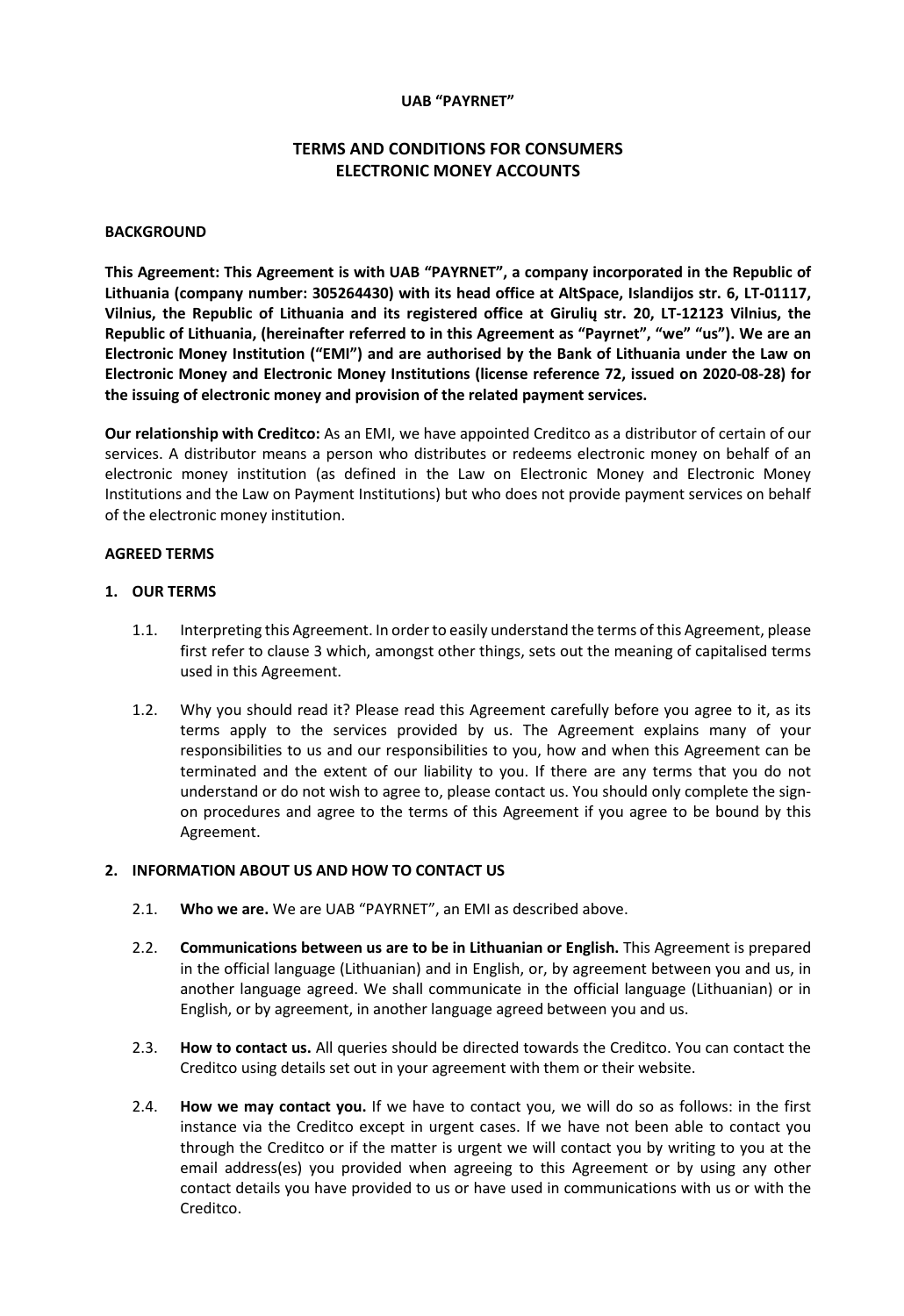**UAB “PAYRNET”**

# TERMS AND CONDITIONS FOR CONSUMERS ELECTRONIC MONEY ACCOUNTS

## BACKGROUND

**This Agreement: This Agreement is with UAB “PAYRNET”, a company incorporated in the Republic of Lithuania (company number: 305264430) with its head office at AltSpace, Islandijos str. 6, LT-01117, Vilnius, the Republic of Lithuania and its registered office at Girulių str. 20, LT-12123 Vilnius, the Republic of Lithuania, (hereinafter referred to in this Agreement as “Payrnet”, “we” “us”). We are an Electronic Money Institution (“EMI”) and are authorised by the Bank of Lithuania under the Law on Electronic Money and Electronic Money Institutions (license reference 72, issued on 2020-08-28) for the issuing of electronic money and provision of the related payment services.**

**Our relationship with Creditco:** As an EMI, we have appointed Creditco as a distributor of certain of our services. A distributor means a person who distributes or redeems electronic money on behalf of an electronic money institution (as defined in the Law on Electronic Money and Electronic Money Institutions and the Law on Payment Institutions) but who does not provide payment services on behalf of the electronic money institution.

## AGREED TERMS

### 1. OUR TERMS

1.1. Interpreting this Agreement. In order to easily understand the terms of this Agreement, please first refer to clause 3 which, amongst other things, sets out the meaning of capitalised terms used in this Agreement.

1.2. Why you should read it? Please read this Agreement carefully before you agree to it, as its terms apply to the services provided by us. The Agreement explains many of your responsibilities to us and our responsibilities to you, how and when this Agreement can be terminated and the extent of our liability to you. If there are any terms that you do not understand or do not wish to agree to, please contact us. You should only complete the sign-on procedures and agree to the terms of this Agreement if you agree to be bound by this Agreement.

### 2. INFORMATION ABOUT US AND HOW TO CONTACT US

2.1. **Who we are.** We are UAB “PAYRNET”, an EMI as described above.

2.2. **Communications between us are to be in Lithuanian or English.** This Agreement is prepared in the official language (Lithuanian) and in English, or, by agreement between you and us, in another language agreed. We shall communicate in the official language (Lithuanian) or in English, or by agreement, in another language agreed between you and us.

2.3. **How to contact us.** All queries should be directed towards the Creditco. You can contact the Creditco using details set out in your agreement with them or their website.

2.4. **How we may contact you.** If we have to contact you, we will do so as follows: in the first instance via the Creditco except in urgent cases. If we have not been able to contact you through the Creditco or if the matter is urgent we will contact you by writing to you at the email address(es) you provided when agreeing to this Agreement or by using any other contact details you have provided to us or have used in communications with us or with the Creditco.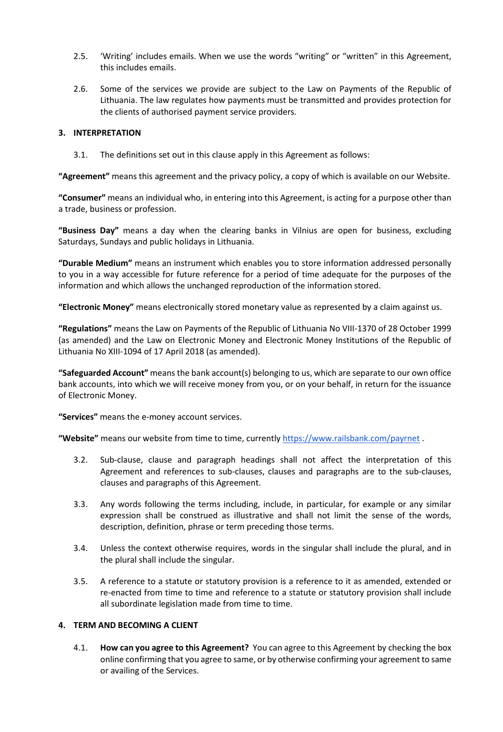2.5. 'Writing' includes emails. When we use the words "writing" or "written" in this Agreement, this includes emails.

2.6. Some of the services we provide are subject to the Law on Payments of the Republic of Lithuania. The law regulates how payments must be transmitted and provides protection for the clients of authorised payment service providers.

## 3. INTERPRETATION

3.1. The definitions set out in this clause apply in this Agreement as follows:

**"Agreement"** means this agreement and the privacy policy, a copy of which is available on our Website.

**"Consumer"** means an individual who, in entering into this Agreement, is acting for a purpose other than a trade, business or profession.

**"Business Day"** means a day when the clearing banks in Vilnius are open for business, excluding Saturdays, Sundays and public holidays in Lithuania.

**"Durable Medium"** means an instrument which enables you to store information addressed personally to you in a way accessible for future reference for a period of time adequate for the purposes of the information and which allows the unchanged reproduction of the information stored.

**"Electronic Money"** means electronically stored monetary value as represented by a claim against us.

**"Regulations"** means the Law on Payments of the Republic of Lithuania No VIII-1370 of 28 October 1999 (as amended) and the Law on Electronic Money and Electronic Money Institutions of the Republic of Lithuania No XIII-1094 of 17 April 2018 (as amended).

**"Safeguarded Account"** means the bank account(s) belonging to us, which are separate to our own office bank accounts, into which we will receive money from you, or on your behalf, in return for the issuance of Electronic Money.

**"Services"** means the e-money account services.

**"Website"** means our website from time to time, currently [https://www.railsbank.com/payrnet](https://www.railsbank.com/payrnet) .

3.2. Sub-clause, clause and paragraph headings shall not affect the interpretation of this Agreement and references to sub-clauses, clauses and paragraphs are to the sub-clauses, clauses and paragraphs of this Agreement.

3.3. Any words following the terms including, include, in particular, for example or any similar expression shall be construed as illustrative and shall not limit the sense of the words, description, definition, phrase or term preceding those terms.

3.4. Unless the context otherwise requires, words in the singular shall include the plural, and in the plural shall include the singular.

3.5. A reference to a statute or statutory provision is a reference to it as amended, extended or re-enacted from time to time and reference to a statute or statutory provision shall include all subordinate legislation made from time to time.

## 4. TERM AND BECOMING A CLIENT

4.1. **How can you agree to this Agreement?** You can agree to this Agreement by checking the box online confirming that you agree to same, or by otherwise confirming your agreement to same or availing of the Services.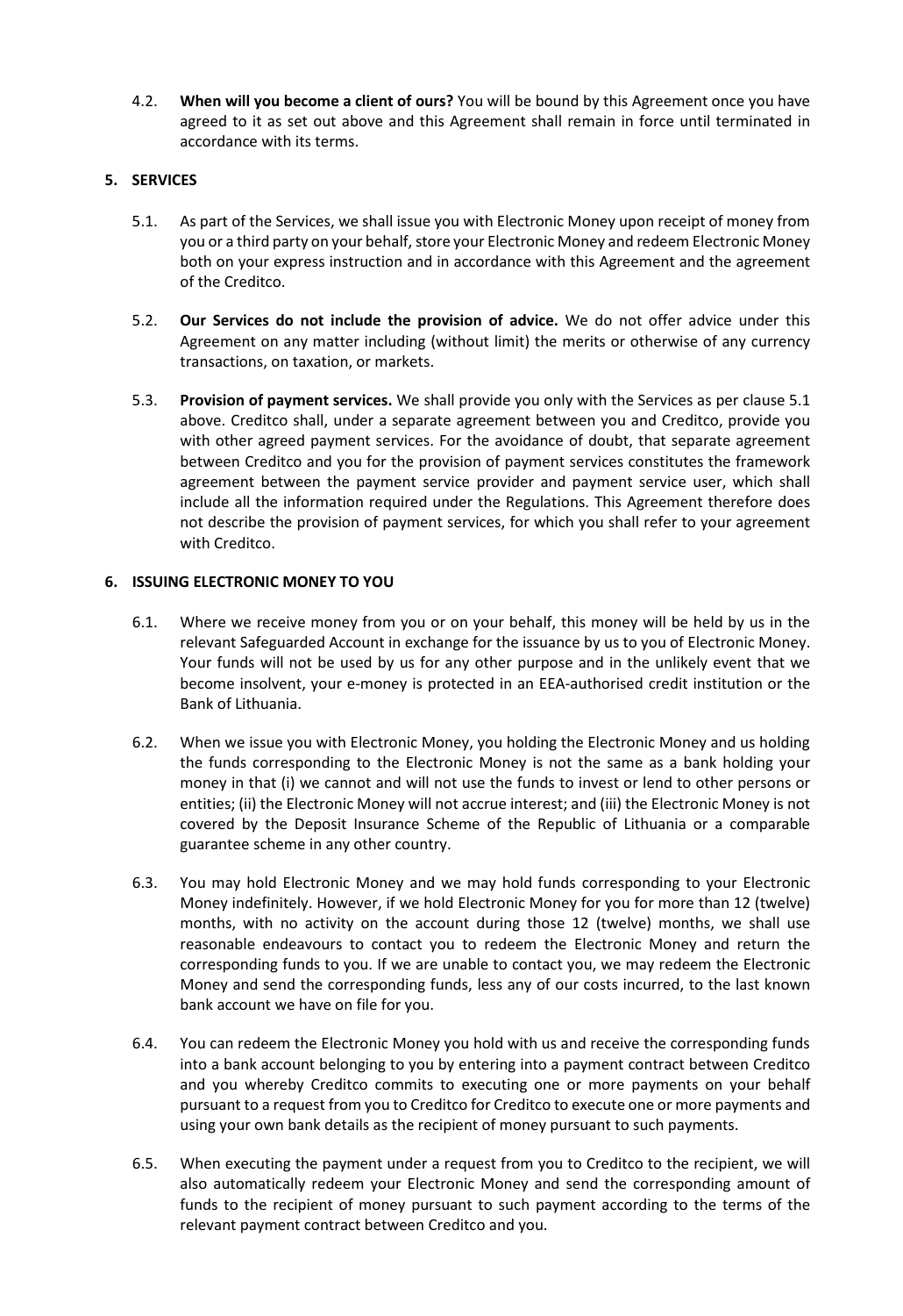4.2. **When will you become a client of ours?** You will be bound by this Agreement once you have agreed to it as set out above and this Agreement shall remain in force until terminated in accordance with its terms.

## 5. SERVICES

5.1. As part of the Services, we shall issue you with Electronic Money upon receipt of money from you or a third party on your behalf, store your Electronic Money and redeem Electronic Money both on your express instruction and in accordance with this Agreement and the agreement of the Creditco.

5.2. **Our Services do not include the provision of advice.** We do not offer advice under this Agreement on any matter including (without limit) the merits or otherwise of any currency transactions, on taxation, or markets.

5.3. **Provision of payment services.** We shall provide you only with the Services as per clause 5.1 above. Creditco shall, under a separate agreement between you and Creditco, provide you with other agreed payment services. For the avoidance of doubt, that separate agreement between Creditco and you for the provision of payment services constitutes the framework agreement between the payment service provider and payment service user, which shall include all the information required under the Regulations. This Agreement therefore does not describe the provision of payment services, for which you shall refer to your agreement with Creditco.

## 6. ISSUING ELECTRONIC MONEY TO YOU

6.1. Where we receive money from you or on your behalf, this money will be held by us in the relevant Safeguarded Account in exchange for the issuance by us to you of Electronic Money. Your funds will not be used by us for any other purpose and in the unlikely event that we become insolvent, your e-money is protected in an EEA-authorised credit institution or the Bank of Lithuania.

6.2. When we issue you with Electronic Money, you holding the Electronic Money and us holding the funds corresponding to the Electronic Money is not the same as a bank holding your money in that (i) we cannot and will not use the funds to invest or lend to other persons or entities; (ii) the Electronic Money will not accrue interest; and (iii) the Electronic Money is not covered by the Deposit Insurance Scheme of the Republic of Lithuania or a comparable guarantee scheme in any other country.

6.3. You may hold Electronic Money and we may hold funds corresponding to your Electronic Money indefinitely. However, if we hold Electronic Money for you for more than 12 (twelve) months, with no activity on the account during those 12 (twelve) months, we shall use reasonable endeavours to contact you to redeem the Electronic Money and return the corresponding funds to you. If we are unable to contact you, we may redeem the Electronic Money and send the corresponding funds, less any of our costs incurred, to the last known bank account we have on file for you.

6.4. You can redeem the Electronic Money you hold with us and receive the corresponding funds into a bank account belonging to you by entering into a payment contract between Creditco and you whereby Creditco commits to executing one or more payments on your behalf pursuant to a request from you to Creditco for Creditco to execute one or more payments and using your own bank details as the recipient of money pursuant to such payments.

6.5. When executing the payment under a request from you to Creditco to the recipient, we will also automatically redeem your Electronic Money and send the corresponding amount of funds to the recipient of money pursuant to such payment according to the terms of the relevant payment contract between Creditco and you.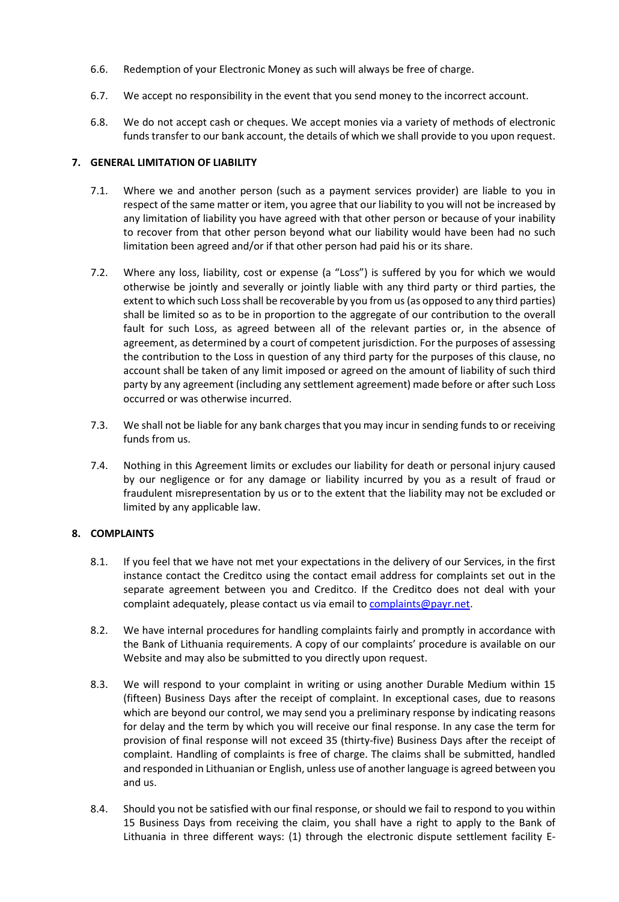6.6. Redemption of your Electronic Money as such will always be free of charge.

6.7. We accept no responsibility in the event that you send money to the incorrect account.

6.8. We do not accept cash or cheques. We accept monies via a variety of methods of electronic funds transfer to our bank account, the details of which we shall provide to you upon request.

## 7. GENERAL LIMITATION OF LIABILITY

7.1. Where we and another person (such as a payment services provider) are liable to you in respect of the same matter or item, you agree that our liability to you will not be increased by any limitation of liability you have agreed with that other person or because of your inability to recover from that other person beyond what our liability would have been had no such limitation been agreed and/or if that other person had paid his or its share.

7.2. Where any loss, liability, cost or expense (a "Loss") is suffered by you for which we would otherwise be jointly and severally or jointly liable with any third party or third parties, the extent to which such Loss shall be recoverable by you from us (as opposed to any third parties) shall be limited so as to be in proportion to the aggregate of our contribution to the overall fault for such Loss, as agreed between all of the relevant parties or, in the absence of agreement, as determined by a court of competent jurisdiction. For the purposes of assessing the contribution to the Loss in question of any third party for the purposes of this clause, no account shall be taken of any limit imposed or agreed on the amount of liability of such third party by any agreement (including any settlement agreement) made before or after such Loss occurred or was otherwise incurred.

7.3. We shall not be liable for any bank charges that you may incur in sending funds to or receiving funds from us.

7.4. Nothing in this Agreement limits or excludes our liability for death or personal injury caused by our negligence or for any damage or liability incurred by you as a result of fraud or fraudulent misrepresentation by us or to the extent that the liability may not be excluded or limited by any applicable law.

## 8. COMPLAINTS

8.1. If you feel that we have not met your expectations in the delivery of our Services, in the first instance contact the Creditco using the contact email address for complaints set out in the separate agreement between you and Creditco. If the Creditco does not deal with your complaint adequately, please contact us via email to complaints@payr.net.

8.2. We have internal procedures for handling complaints fairly and promptly in accordance with the Bank of Lithuania requirements. A copy of our complaints' procedure is available on our Website and may also be submitted to you directly upon request.

8.3. We will respond to your complaint in writing or using another Durable Medium within 15 (fifteen) Business Days after the receipt of complaint. In exceptional cases, due to reasons which are beyond our control, we may send you a preliminary response by indicating reasons for delay and the term by which you will receive our final response. In any case the term for provision of final response will not exceed 35 (thirty-five) Business Days after the receipt of complaint. Handling of complaints is free of charge. The claims shall be submitted, handled and responded in Lithuanian or English, unless use of another language is agreed between you and us.

8.4. Should you not be satisfied with our final response, or should we fail to respond to you within 15 Business Days from receiving the claim, you shall have a right to apply to the Bank of Lithuania in three different ways: (1) through the electronic dispute settlement facility E-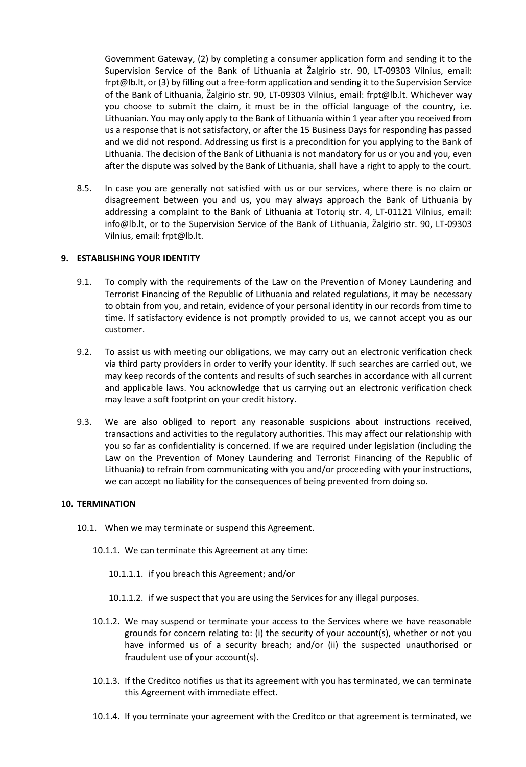Government Gateway, (2) by completing a consumer application form and sending it to the Supervision Service of the Bank of Lithuania at Žalgirio str. 90, LT-09303 Vilnius, email: frpt@lb.lt, or (3) by filling out a free-form application and sending it to the Supervision Service of the Bank of Lithuania, Žalgirio str. 90, LT-09303 Vilnius, email: frpt@lb.lt. Whichever way you choose to submit the claim, it must be in the official language of the country, i.e. Lithuanian. You may only apply to the Bank of Lithuania within 1 year after you received from us a response that is not satisfactory, or after the 15 Business Days for responding has passed and we did not respond. Addressing us first is a precondition for you applying to the Bank of Lithuania. The decision of the Bank of Lithuania is not mandatory for us or you and you, even after the dispute was solved by the Bank of Lithuania, shall have a right to apply to the court.

8.5. In case you are generally not satisfied with us or our services, where there is no claim or disagreement between you and us, you may always approach the Bank of Lithuania by addressing a complaint to the Bank of Lithuania at Totorių str. 4, LT-01121 Vilnius, email: info@lb.lt, or to the Supervision Service of the Bank of Lithuania, Žalgirio str. 90, LT-09303 Vilnius, email: frpt@lb.lt.

## 9. ESTABLISHING YOUR IDENTITY

9.1. To comply with the requirements of the Law on the Prevention of Money Laundering and Terrorist Financing of the Republic of Lithuania and related regulations, it may be necessary to obtain from you, and retain, evidence of your personal identity in our records from time to time. If satisfactory evidence is not promptly provided to us, we cannot accept you as our customer.

9.2. To assist us with meeting our obligations, we may carry out an electronic verification check via third party providers in order to verify your identity. If such searches are carried out, we may keep records of the contents and results of such searches in accordance with all current and applicable laws. You acknowledge that us carrying out an electronic verification check may leave a soft footprint on your credit history.

9.3. We are also obliged to report any reasonable suspicions about instructions received, transactions and activities to the regulatory authorities. This may affect our relationship with you so far as confidentiality is concerned. If we are required under legislation (including the Law on the Prevention of Money Laundering and Terrorist Financing of the Republic of Lithuania) to refrain from communicating with you and/or proceeding with your instructions, we can accept no liability for the consequences of being prevented from doing so.

## 10. TERMINATION

10.1. When we may terminate or suspend this Agreement.

10.1.1. We can terminate this Agreement at any time:

10.1.1.1. if you breach this Agreement; and/or

10.1.1.2. if we suspect that you are using the Services for any illegal purposes.

10.1.2. We may suspend or terminate your access to the Services where we have reasonable grounds for concern relating to: (i) the security of your account(s), whether or not you have informed us of a security breach; and/or (ii) the suspected unauthorised or fraudulent use of your account(s).

10.1.3. If the Creditco notifies us that its agreement with you has terminated, we can terminate this Agreement with immediate effect.

10.1.4. If you terminate your agreement with the Creditco or that agreement is terminated, we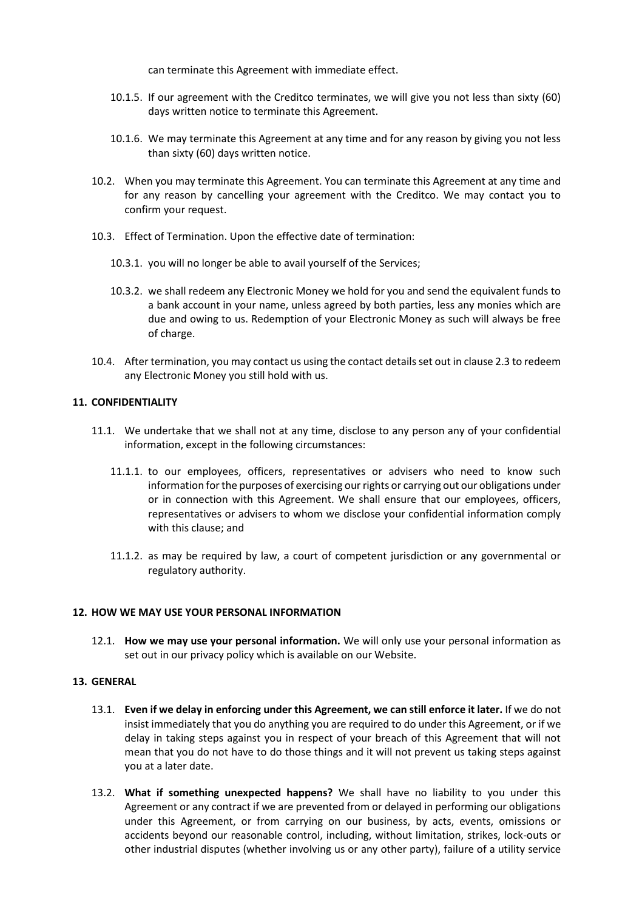can terminate this Agreement with immediate effect.

10.1.5. If our agreement with the Creditco terminates, we will give you not less than sixty (60) days written notice to terminate this Agreement.

10.1.6. We may terminate this Agreement at any time and for any reason by giving you not less than sixty (60) days written notice.

10.2. When you may terminate this Agreement. You can terminate this Agreement at any time and for any reason by cancelling your agreement with the Creditco. We may contact you to confirm your request.

10.3. Effect of Termination. Upon the effective date of termination:

10.3.1. you will no longer be able to avail yourself of the Services;

10.3.2. we shall redeem any Electronic Money we hold for you and send the equivalent funds to a bank account in your name, unless agreed by both parties, less any monies which are due and owing to us. Redemption of your Electronic Money as such will always be free of charge.

10.4. After termination, you may contact us using the contact details set out in clause 2.3 to redeem any Electronic Money you still hold with us.

## 11. CONFIDENTIALITY

11.1. We undertake that we shall not at any time, disclose to any person any of your confidential information, except in the following circumstances:

11.1.1. to our employees, officers, representatives or advisers who need to know such information for the purposes of exercising our rights or carrying out our obligations under or in connection with this Agreement. We shall ensure that our employees, officers, representatives or advisers to whom we disclose your confidential information comply with this clause; and

11.1.2. as may be required by law, a court of competent jurisdiction or any governmental or regulatory authority.

## 12. HOW WE MAY USE YOUR PERSONAL INFORMATION

12.1. **How we may use your personal information.** We will only use your personal information as set out in our privacy policy which is available on our Website.

## 13. GENERAL

13.1. **Even if we delay in enforcing under this Agreement, we can still enforce it later.** If we do not insist immediately that you do anything you are required to do under this Agreement, or if we delay in taking steps against you in respect of your breach of this Agreement that will not mean that you do not have to do those things and it will not prevent us taking steps against you at a later date.

13.2. **What if something unexpected happens?** We shall have no liability to you under this Agreement or any contract if we are prevented from or delayed in performing our obligations under this Agreement, or from carrying on our business, by acts, events, omissions or accidents beyond our reasonable control, including, without limitation, strikes, lock-outs or other industrial disputes (whether involving us or any other party), failure of a utility service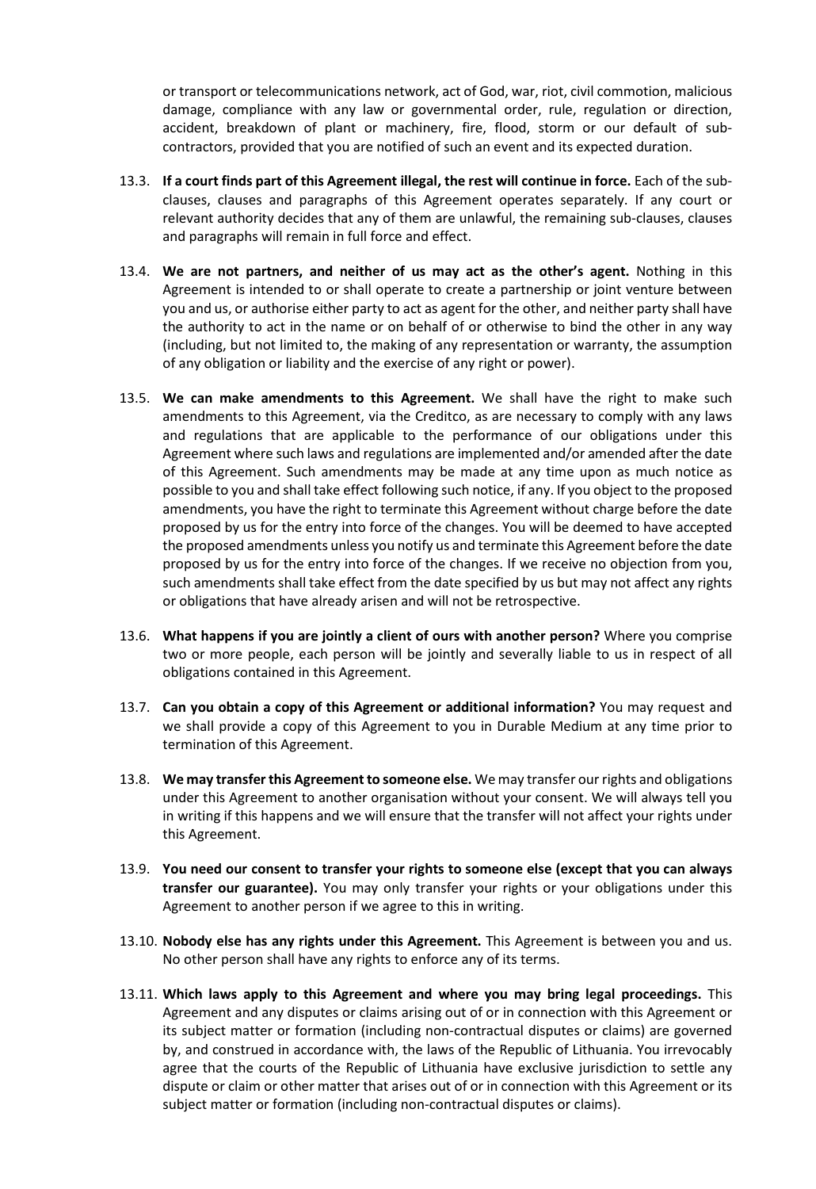or transport or telecommunications network, act of God, war, riot, civil commotion, malicious damage, compliance with any law or governmental order, rule, regulation or direction, accident, breakdown of plant or machinery, fire, flood, storm or our default of sub-contractors, provided that you are notified of such an event and its expected duration.

13.3. **If a court finds part of this Agreement illegal, the rest will continue in force.** Each of the sub-clauses, clauses and paragraphs of this Agreement operates separately. If any court or relevant authority decides that any of them are unlawful, the remaining sub-clauses, clauses and paragraphs will remain in full force and effect.

13.4. **We are not partners, and neither of us may act as the other's agent.** Nothing in this Agreement is intended to or shall operate to create a partnership or joint venture between you and us, or authorise either party to act as agent for the other, and neither party shall have the authority to act in the name or on behalf of or otherwise to bind the other in any way (including, but not limited to, the making of any representation or warranty, the assumption of any obligation or liability and the exercise of any right or power).

13.5. **We can make amendments to this Agreement.** We shall have the right to make such amendments to this Agreement, via the Creditco, as are necessary to comply with any laws and regulations that are applicable to the performance of our obligations under this Agreement where such laws and regulations are implemented and/or amended after the date of this Agreement. Such amendments may be made at any time upon as much notice as possible to you and shall take effect following such notice, if any. If you object to the proposed amendments, you have the right to terminate this Agreement without charge before the date proposed by us for the entry into force of the changes. You will be deemed to have accepted the proposed amendments unless you notify us and terminate this Agreement before the date proposed by us for the entry into force of the changes. If we receive no objection from you, such amendments shall take effect from the date specified by us but may not affect any rights or obligations that have already arisen and will not be retrospective.

13.6. **What happens if you are jointly a client of ours with another person?** Where you comprise two or more people, each person will be jointly and severally liable to us in respect of all obligations contained in this Agreement.

13.7. **Can you obtain a copy of this Agreement or additional information?** You may request and we shall provide a copy of this Agreement to you in Durable Medium at any time prior to termination of this Agreement.

13.8. **We may transfer this Agreement to someone else.** We may transfer our rights and obligations under this Agreement to another organisation without your consent. We will always tell you in writing if this happens and we will ensure that the transfer will not affect your rights under this Agreement.

13.9. **You need our consent to transfer your rights to someone else (except that you can always transfer our guarantee).** You may only transfer your rights or your obligations under this Agreement to another person if we agree to this in writing.

13.10. **Nobody else has any rights under this Agreement.** This Agreement is between you and us. No other person shall have any rights to enforce any of its terms.

13.11. **Which laws apply to this Agreement and where you may bring legal proceedings.** This Agreement and any disputes or claims arising out of or in connection with this Agreement or its subject matter or formation (including non-contractual disputes or claims) are governed by, and construed in accordance with, the laws of the Republic of Lithuania. You irrevocably agree that the courts of the Republic of Lithuania have exclusive jurisdiction to settle any dispute or claim or other matter that arises out of or in connection with this Agreement or its subject matter or formation (including non-contractual disputes or claims).